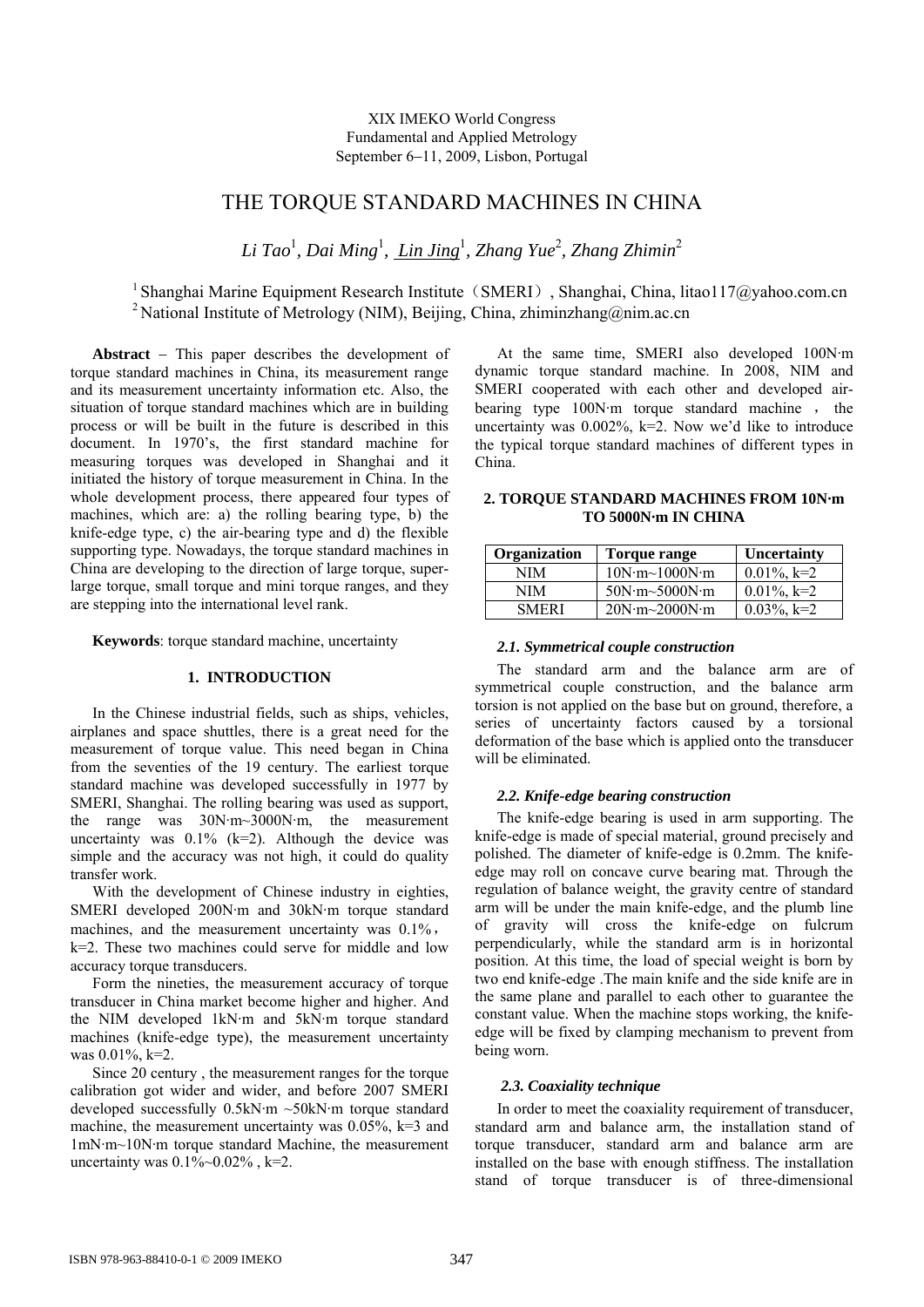XIX IMEKO World Congress
Fundamental and Applied Metrology
September 6−11, 2009, Lisbon, Portugal

# THE TORQUE STANDARD MACHINES IN CHINA

*Li Tao*[1], *Dai Ming*[1], *Lin Jing*[1], *Zhang Yue*[2], *Zhang Zhimin*[2]

[1] Shanghai Marine Equipment Research Institute（SMERI）, Shanghai, China, litao117@yahoo.com.cn
[2] National Institute of Metrology (NIM), Beijing, China, zhiminzhang@nim.ac.cn

**Abstract** − This paper describes the development of torque standard machines in China, its measurement range and its measurement uncertainty information etc. Also, the situation of torque standard machines which are in building process or will be built in the future is described in this document. In 1970's, the first standard machine for measuring torques was developed in Shanghai and it initiated the history of torque measurement in China. In the whole development process, there appeared four types of machines, which are: a) the rolling bearing type, b) the knife-edge type, c) the air-bearing type and d) the flexible supporting type. Nowadays, the torque standard machines in China are developing to the direction of large torque, super-large torque, small torque and mini torque ranges, and they are stepping into the international level rank.

**Keywords**: torque standard machine, uncertainty

## 1. INTRODUCTION

In the Chinese industrial fields, such as ships, vehicles, airplanes and space shuttles, there is a great need for the measurement of torque value. This need began in China from the seventies of the 19 century. The earliest torque standard machine was developed successfully in 1977 by SMERI, Shanghai. The rolling bearing was used as support, the range was 30N·m~3000N·m, the measurement uncertainty was 0.1% (k=2). Although the device was simple and the accuracy was not high, it could do quality transfer work.

With the development of Chinese industry in eighties, SMERI developed 200N·m and 30kN·m torque standard machines, and the measurement uncertainty was 0.1%, k=2. These two machines could serve for middle and low accuracy torque transducers.

Form the nineties, the measurement accuracy of torque transducer in China market become higher and higher. And the NIM developed 1kN·m and 5kN·m torque standard machines (knife-edge type), the measurement uncertainty was 0.01%, k=2.

Since 20 century , the measurement ranges for the torque calibration got wider and wider, and before 2007 SMERI developed successfully 0.5kN·m ~50kN·m torque standard machine, the measurement uncertainty was 0.05%, k=3 and 1mN·m~10N·m torque standard Machine, the measurement uncertainty was 0.1%~0.02% , k=2.

At the same time, SMERI also developed 100N·m dynamic torque standard machine. In 2008, NIM and SMERI cooperated with each other and developed air-bearing type 100N·m torque standard machine ， the uncertainty was 0.002%, k=2. Now we'd like to introduce the typical torque standard machines of different types in China.

## 2. TORQUE STANDARD MACHINES FROM 10N·m TO 5000N·m IN CHINA

| Organization | Torque range | Uncertainty |
|---|---|---|
| NIM | 10N·m~1000N·m | 0.01%, k=2 |
| NIM | 50N·m~5000N·m | 0.01%, k=2 |
| SMERI | 20N·m~2000N·m | 0.03%, k=2 |

### *2.1. Symmetrical couple construction*

The standard arm and the balance arm are of symmetrical couple construction, and the balance arm torsion is not applied on the base but on ground, therefore, a series of uncertainty factors caused by a torsional deformation of the base which is applied onto the transducer will be eliminated.

### *2.2. Knife-edge bearing construction*

The knife-edge bearing is used in arm supporting. The knife-edge is made of special material, ground precisely and polished. The diameter of knife-edge is 0.2mm. The knife-edge may roll on concave curve bearing mat. Through the regulation of balance weight, the gravity centre of standard arm will be under the main knife-edge, and the plumb line of gravity will cross the knife-edge on fulcrum perpendicularly, while the standard arm is in horizontal position. At this time, the load of special weight is born by two end knife-edge .The main knife and the side knife are in the same plane and parallel to each other to guarantee the constant value. When the machine stops working, the knife-edge will be fixed by clamping mechanism to prevent from being worn.

### *2.3. Coaxiality technique*

In order to meet the coaxiality requirement of transducer, standard arm and balance arm, the installation stand of torque transducer, standard arm and balance arm are installed on the base with enough stiffness. The installation stand of torque transducer is of three-dimensional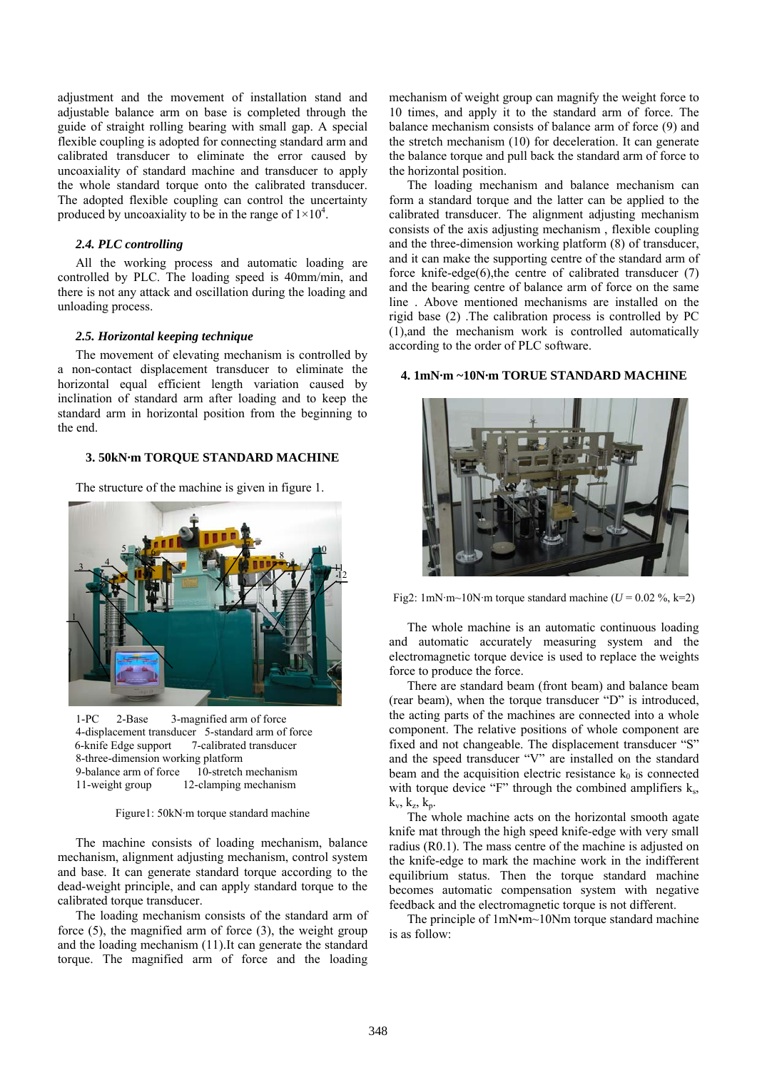adjustment and the movement of installation stand and adjustable balance arm on base is completed through the guide of straight rolling bearing with small gap. A special flexible coupling is adopted for connecting standard arm and calibrated transducer to eliminate the error caused by uncoaxiality of standard machine and transducer to apply the whole standard torque onto the calibrated transducer. The adopted flexible coupling can control the uncertainty produced by uncoaxiality to be in the range of $1\times10^4$.

### *2.4. PLC controlling*

All the working process and automatic loading are controlled by PLC. The loading speed is 40mm/min, and there is not any attack and oscillation during the loading and unloading process.

### *2.5. Horizontal keeping technique*

The movement of elevating mechanism is controlled by a non-contact displacement transducer to eliminate the horizontal equal efficient length variation caused by inclination of standard arm after loading and to keep the standard arm in horizontal position from the beginning to the end.

## 3. 50kN·m TORQUE STANDARD MACHINE

The structure of the machine is given in figure 1.

1-PC 2-Base 3-magnified arm of force
4-displacement transducer 5-standard arm of force
6-knife Edge support 7-calibrated transducer
8-three-dimension working platform
9-balance arm of force 10-stretch mechanism
11-weight group 12-clamping mechanism

Figure1: 50kN·m torque standard machine

The machine consists of loading mechanism, balance mechanism, alignment adjusting mechanism, control system and base. It can generate standard torque according to the dead-weight principle, and can apply standard torque to the calibrated torque transducer.

The loading mechanism consists of the standard arm of force (5), the magnified arm of force (3), the weight group and the loading mechanism (11).It can generate the standard torque. The magnified arm of force and the loading mechanism of weight group can magnify the weight force to 10 times, and apply it to the standard arm of force. The balance mechanism consists of balance arm of force (9) and the stretch mechanism (10) for deceleration. It can generate the balance torque and pull back the standard arm of force to the horizontal position.

The loading mechanism and balance mechanism can form a standard torque and the latter can be applied to the calibrated transducer. The alignment adjusting mechanism consists of the axis adjusting mechanism , flexible coupling and the three-dimension working platform (8) of transducer, and it can make the supporting centre of the standard arm of force knife-edge(6),the centre of calibrated transducer (7) and the bearing centre of balance arm of force on the same line . Above mentioned mechanisms are installed on the rigid base (2) .The calibration process is controlled by PC (1),and the mechanism work is controlled automatically according to the order of PLC software.

## 4. 1mN·m ~10N·m TORUE STANDARD MACHINE

Fig2: 1mN·m~10N·m torque standard machine ($U$ = 0.02 %, k=2)

The whole machine is an automatic continuous loading and automatic accurately measuring system and the electromagnetic torque device is used to replace the weights force to produce the force.

There are standard beam (front beam) and balance beam (rear beam), when the torque transducer "D" is introduced, the acting parts of the machines are connected into a whole component. The relative positions of whole component are fixed and not changeable. The displacement transducer "S" and the speed transducer "V" are installed on the standard beam and the acquisition electric resistance $k_0$ is connected with torque device "F" through the combined amplifiers $k_s$, $k_v$, $k_z$, $k_p$.

The whole machine acts on the horizontal smooth agate knife mat through the high speed knife-edge with very small radius (R0.1). The mass centre of the machine is adjusted on the knife-edge to mark the machine work in the indifferent equilibrium status. Then the torque standard machine becomes automatic compensation system with negative feedback and the electromagnetic torque is not different.

The principle of 1mN•m~10Nm torque standard machine is as follow: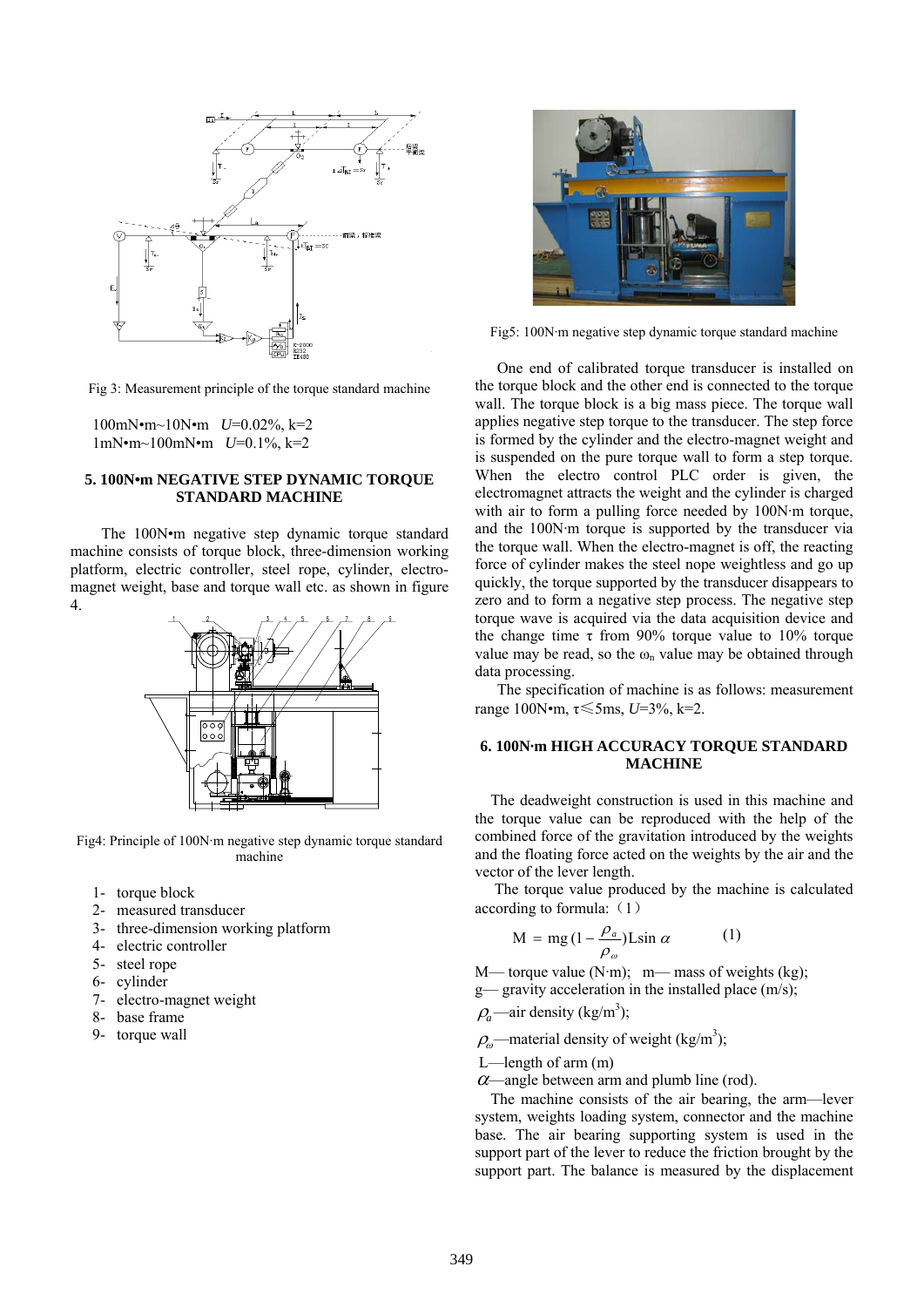Fig 3: Measurement principle of the torque standard machine

100mN•m~10N•m $U$=0.02%, k=2
1mN•m~100mN•m $U$=0.1%, k=2

### 5. 100N•m NEGATIVE STEP DYNAMIC TORQUE STANDARD MACHINE

The 100N•m negative step dynamic torque standard machine consists of torque block, three-dimension working platform, electric controller, steel rope, cylinder, electro-magnet weight, base and torque wall etc. as shown in figure 4.

Fig4: Principle of 100N·m negative step dynamic torque standard machine

1- torque block
2- measured transducer
3- three-dimension working platform
4- electric controller
5- steel rope
6- cylinder
7- electro-magnet weight
8- base frame
9- torque wall

Fig5: 100N·m negative step dynamic torque standard machine

One end of calibrated torque transducer is installed on the torque block and the other end is connected to the torque wall. The torque block is a big mass piece. The torque wall applies negative step torque to the transducer. The step force is formed by the cylinder and the electro-magnet weight and is suspended on the pure torque wall to form a step torque. When the electro control PLC order is given, the electromagnet attracts the weight and the cylinder is charged with air to form a pulling force needed by 100N·m torque, and the 100N·m torque is supported by the transducer via the torque wall. When the electro-magnet is off, the reacting force of cylinder makes the steel nope weightless and go up quickly, the torque supported by the transducer disappears to zero and to form a negative step process. The negative step torque wave is acquired via the data acquisition device and the change time $\tau$ from 90% torque value to 10% torque value may be read, so the $\omega_n$ value may be obtained through data processing.

The specification of machine is as follows: measurement range 100N•m, $\tau \leqslant 5$ms, $U$=3%, k=2.

### 6. 100N·m HIGH ACCURACY TORQUE STANDARD MACHINE

The deadweight construction is used in this machine and the torque value can be reproduced with the help of the combined force of the gravitation introduced by the weights and the floating force acted on the weights by the air and the vector of the lever length.

The torque value produced by the machine is calculated according to formula:（1）

$$M = mg(1 - \frac{\rho_a}{\rho_\omega})L\sin\alpha \qquad (1)$$

M— torque value (N·m); m— mass of weights (kg);
g— gravity acceleration in the installed place (m/s);
$\rho_a$—air density (kg/m$^3$);
$\rho_\omega$—material density of weight (kg/m$^3$);
L—length of arm (m)
$\alpha$—angle between arm and plumb line (rod).

The machine consists of the air bearing, the arm—lever system, weights loading system, connector and the machine base. The air bearing supporting system is used in the support part of the lever to reduce the friction brought by the support part. The balance is measured by the displacement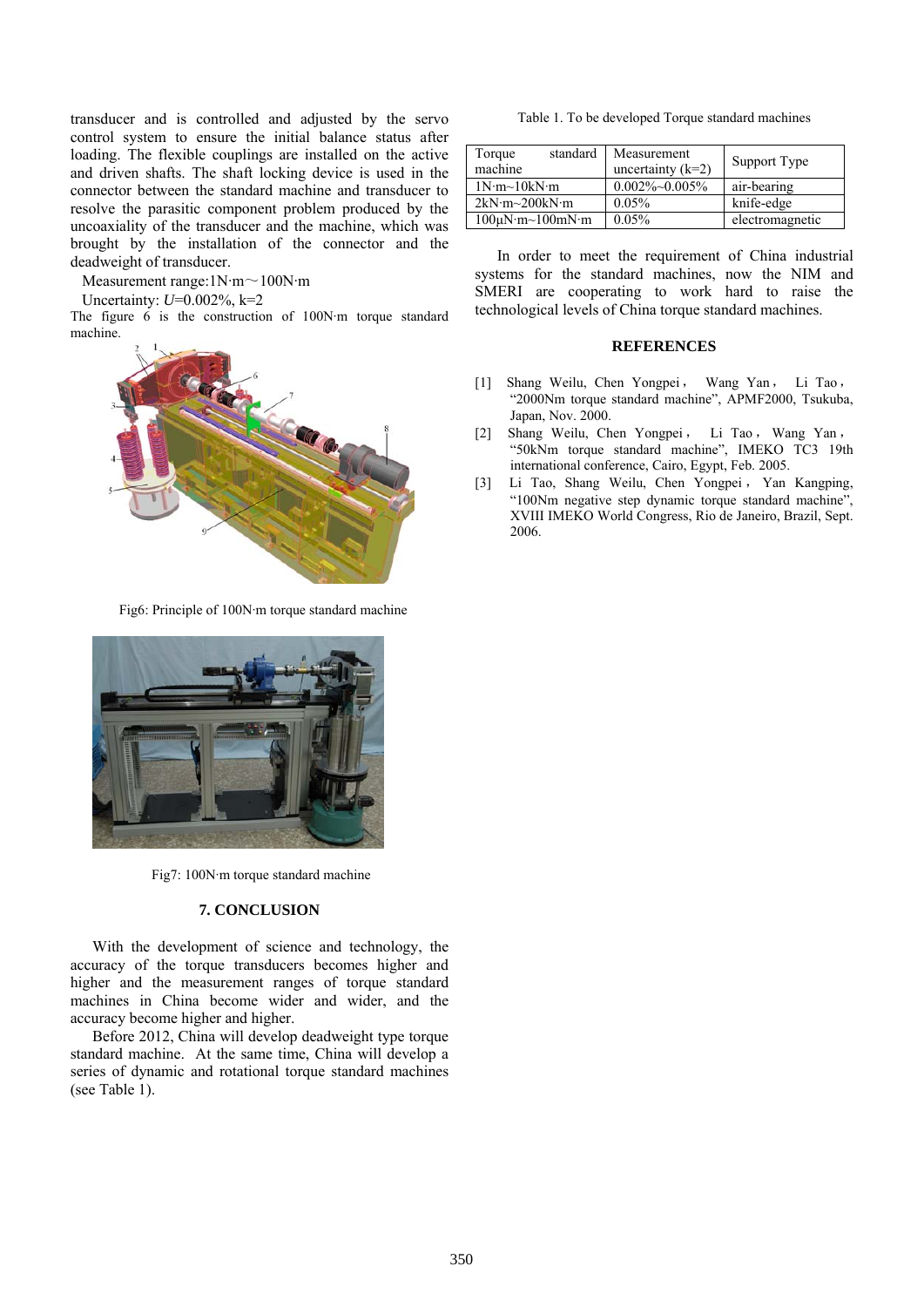transducer and is controlled and adjusted by the servo control system to ensure the initial balance status after loading. The flexible couplings are installed on the active and driven shafts. The shaft locking device is used in the connector between the standard machine and transducer to resolve the parasitic component problem produced by the uncoaxiality of the transducer and the machine, which was brought by the installation of the connector and the deadweight of transducer.

Measurement range:1N·m～100N·m

Uncertainty: $U$=0.002%, k=2

The figure 6 is the construction of 100N·m torque standard machine.

Fig6: Principle of 100N·m torque standard machine

Fig7: 100N·m torque standard machine

## 7. CONCLUSION

With the development of science and technology, the accuracy of the torque transducers becomes higher and higher and the measurement ranges of torque standard machines in China become wider and wider, and the accuracy become higher and higher.

Before 2012, China will develop deadweight type torque standard machine. At the same time, China will develop a series of dynamic and rotational torque standard machines (see Table 1).

Table 1. To be developed Torque standard machines

| Torque standard machine | Measurement uncertainty (k=2) | Support Type |
|---|---|---|
| 1N·m~10kN·m | 0.002%~0.005% | air-bearing |
| 2kN·m~200kN·m | 0.05% | knife-edge |
| 100μN·m~100mN·m | 0.05% | electromagnetic |

In order to meet the requirement of China industrial systems for the standard machines, now the NIM and SMERI are cooperating to work hard to raise the technological levels of China torque standard machines.

## REFERENCES

[1] Shang Weilu, Chen Yongpei， Wang Yan， Li Tao，"2000Nm torque standard machine", APMF2000, Tsukuba, Japan, Nov. 2000.

[2] Shang Weilu, Chen Yongpei， Li Tao， Wang Yan，"50kNm torque standard machine", IMEKO TC3 19th international conference, Cairo, Egypt, Feb. 2005.

[3] Li Tao, Shang Weilu, Chen Yongpei， Yan Kangping, "100Nm negative step dynamic torque standard machine", XVIII IMEKO World Congress, Rio de Janeiro, Brazil, Sept. 2006.